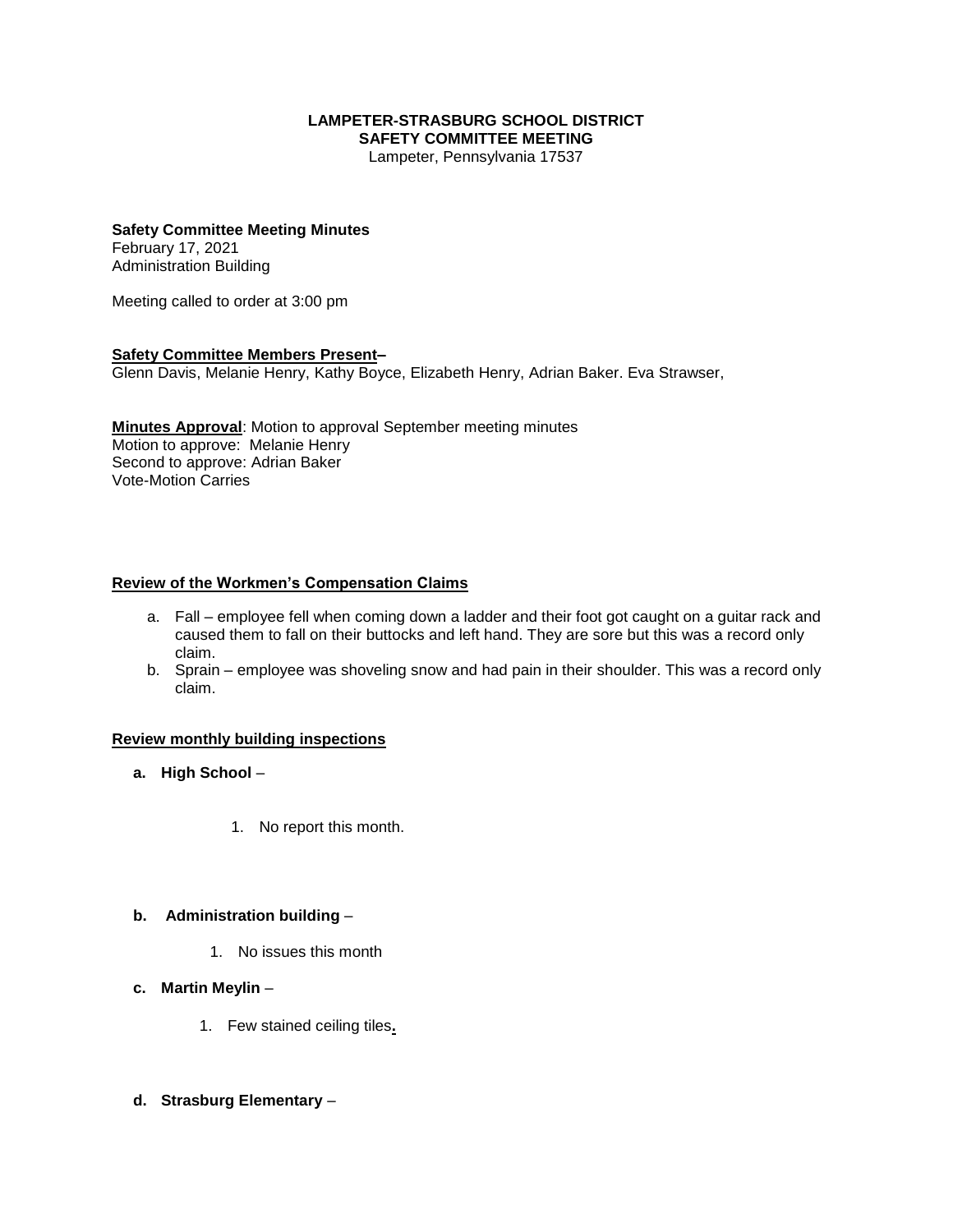**LAMPETER-STRASBURG SCHOOL DISTRICT**
**SAFETY COMMITTEE MEETING**
Lampeter, Pennsylvania 17537

**Safety Committee Meeting Minutes**
February 17, 2021
Administration Building

Meeting called to order at 3:00 pm

**Safety Committee Members Present–**
Glenn Davis, Melanie Henry, Kathy Boyce, Elizabeth Henry, Adrian Baker. Eva Strawser,

**Minutes Approval**: Motion to approval September meeting minutes
Motion to approve: Melanie Henry
Second to approve: Adrian Baker
Vote-Motion Carries

**Review of the Workmen's Compensation Claims**

a. Fall – employee fell when coming down a ladder and their foot got caught on a guitar rack and caused them to fall on their buttocks and left hand. They are sore but this was a record only claim.
b. Sprain – employee was shoveling snow and had pain in their shoulder. This was a record only claim.

**Review monthly building inspections**

**a. High School** –

1. No report this month.

**b. Administration building** –

1. No issues this month

**c. Martin Meylin** –

1. Few stained ceiling tiles.

**d. Strasburg Elementary** –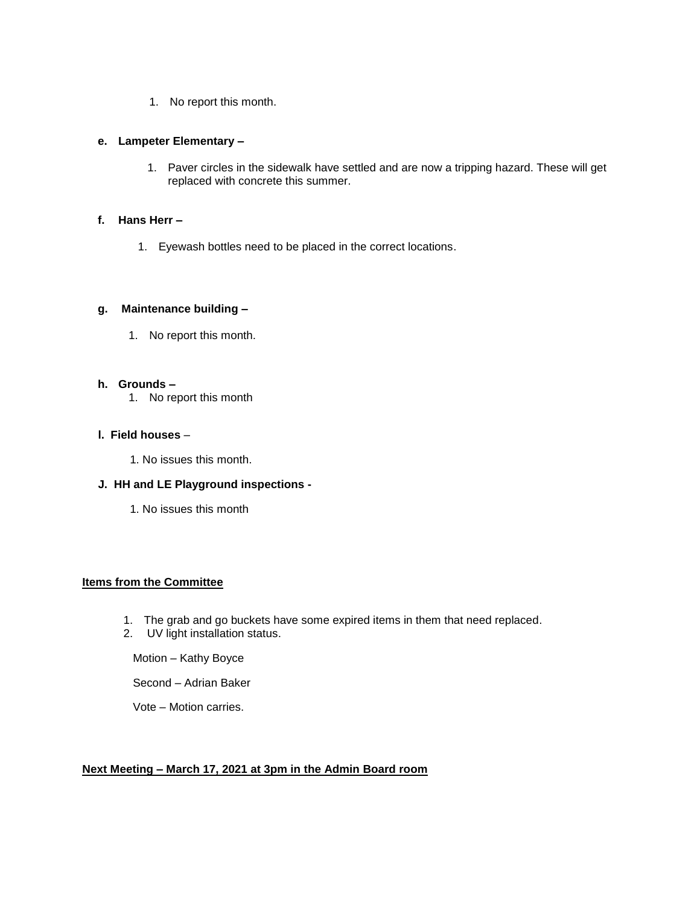1. No report this month.

**e. Lampeter Elementary –**

1. Paver circles in the sidewalk have settled and are now a tripping hazard. These will get replaced with concrete this summer.

**f. Hans Herr –**

1. Eyewash bottles need to be placed in the correct locations.

**g. Maintenance building –**

1. No report this month.

**h. Grounds –**

1. No report this month

**I. Field houses** –

1. No issues this month.

**J. HH and LE Playground inspections -**

1. No issues this month

**Items from the Committee**

1. The grab and go buckets have some expired items in them that need replaced.
2. UV light installation status.

Motion – Kathy Boyce

Second – Adrian Baker

Vote – Motion carries.

**Next Meeting – March 17, 2021 at 3pm in the Admin Board room**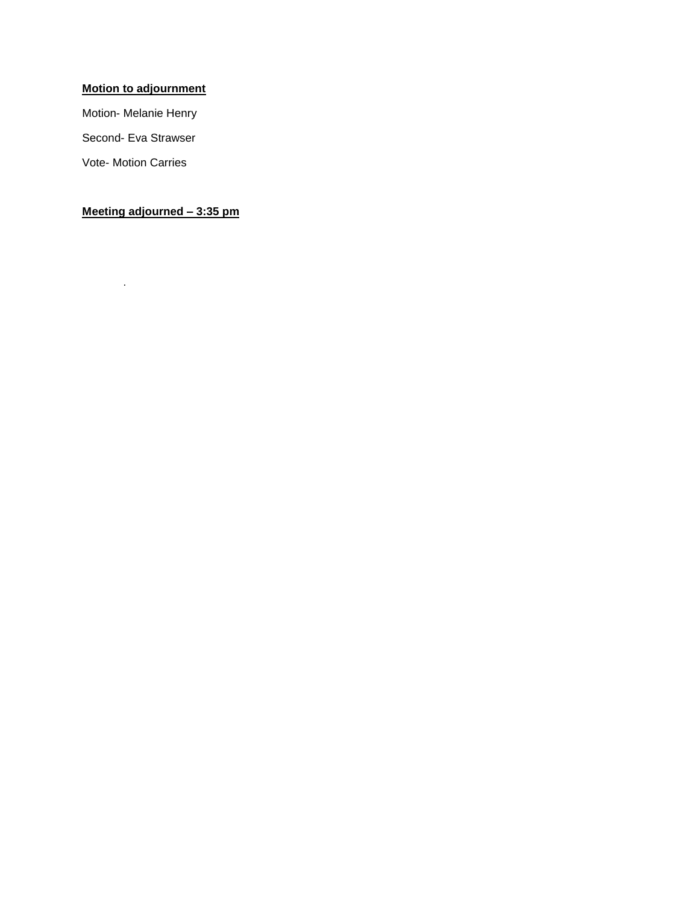**Motion to adjournment**

Motion- Melanie Henry

Second- Eva Strawser

Vote- Motion Carries

**Meeting adjourned – 3:35 pm**

.